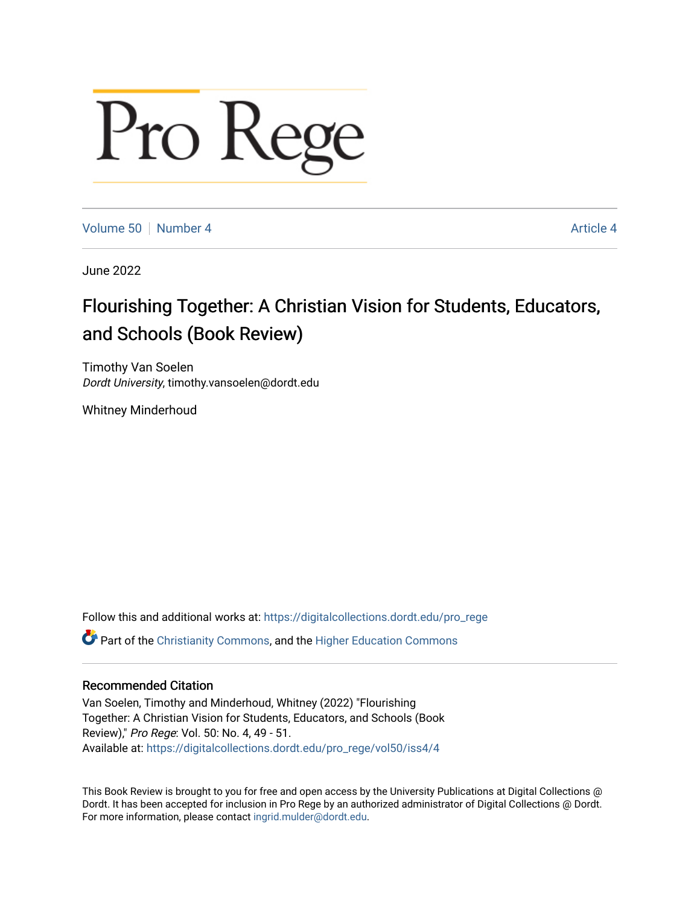# Pro Rege

Volume 50 | Number 4 | Article 4

June 2022

## Flourishing Together: A Christian Vision for Students, Educators, and Schools (Book Review)

Timothy Van Soelen
*Dordt University*, timothy.vansoelen@dordt.edu

Whitney Minderhoud

Follow this and additional works at: https://digitalcollections.dordt.edu/pro_rege

Part of the Christianity Commons, and the Higher Education Commons

### Recommended Citation

Van Soelen, Timothy and Minderhoud, Whitney (2022) "Flourishing Together: A Christian Vision for Students, Educators, and Schools (Book Review)," *Pro Rege*: Vol. 50: No. 4, 49 - 51.
Available at: https://digitalcollections.dordt.edu/pro_rege/vol50/iss4/4

This Book Review is brought to you for free and open access by the University Publications at Digital Collections @ Dordt. It has been accepted for inclusion in Pro Rege by an authorized administrator of Digital Collections @ Dordt. For more information, please contact ingrid.mulder@dordt.edu.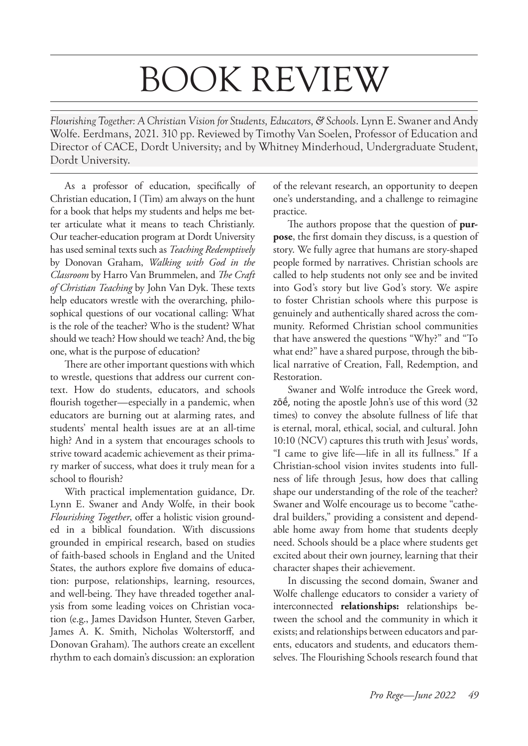# BOOK REVIEW

*Flourishing Together: A Christian Vision for Students, Educators, & Schools*. Lynn E. Swaner and Andy Wolfe. Eerdmans, 2021. 310 pp. Reviewed by Timothy Van Soelen, Professor of Education and Director of CACE, Dordt University; and by Whitney Minderhoud, Undergraduate Student, Dordt University.

As a professor of education, specifically of Christian education, I (Tim) am always on the hunt for a book that helps my students and helps me better articulate what it means to teach Christianly. Our teacher-education program at Dordt University has used seminal texts such as *Teaching Redemptively* by Donovan Graham, *Walking with God in the Classroom* by Harro Van Brummelen, and *The Craft of Christian Teaching* by John Van Dyk. These texts help educators wrestle with the overarching, philosophical questions of our vocational calling: What is the role of the teacher? Who is the student? What should we teach? How should we teach? And, the big one, what is the purpose of education?

There are other important questions with which to wrestle, questions that address our current context. How do students, educators, and schools flourish together—especially in a pandemic, when educators are burning out at alarming rates, and students' mental health issues are at an all-time high? And in a system that encourages schools to strive toward academic achievement as their primary marker of success, what does it truly mean for a school to flourish?

With practical implementation guidance, Dr. Lynn E. Swaner and Andy Wolfe, in their book *Flourishing Together*, offer a holistic vision grounded in a biblical foundation. With discussions grounded in empirical research, based on studies of faith-based schools in England and the United States, the authors explore five domains of education: purpose, relationships, learning, resources, and well-being. They have threaded together analysis from some leading voices on Christian vocation (e.g., James Davidson Hunter, Steven Garber, James A. K. Smith, Nicholas Wolterstorff, and Donovan Graham). The authors create an excellent rhythm to each domain's discussion: an exploration of the relevant research, an opportunity to deepen one's understanding, and a challenge to reimagine practice.

The authors propose that the question of **purpose**, the first domain they discuss, is a question of story. We fully agree that humans are story-shaped people formed by narratives. Christian schools are called to help students not only see and be invited into God's story but live God's story. We aspire to foster Christian schools where this purpose is genuinely and authentically shared across the community. Reformed Christian school communities that have answered the questions "Why?" and "To what end?" have a shared purpose, through the biblical narrative of Creation, Fall, Redemption, and Restoration.

Swaner and Wolfe introduce the Greek word, zōḗ, noting the apostle John's use of this word (32 times) to convey the absolute fullness of life that is eternal, moral, ethical, social, and cultural. John 10:10 (NCV) captures this truth with Jesus' words, "I came to give life—life in all its fullness." If a Christian-school vision invites students into fullness of life through Jesus, how does that calling shape our understanding of the role of the teacher? Swaner and Wolfe encourage us to become "cathedral builders," providing a consistent and dependable home away from home that students deeply need. Schools should be a place where students get excited about their own journey, learning that their character shapes their achievement.

In discussing the second domain, Swaner and Wolfe challenge educators to consider a variety of interconnected **relationships:** relationships between the school and the community in which it exists; and relationships between educators and parents, educators and students, and educators themselves. The Flourishing Schools research found that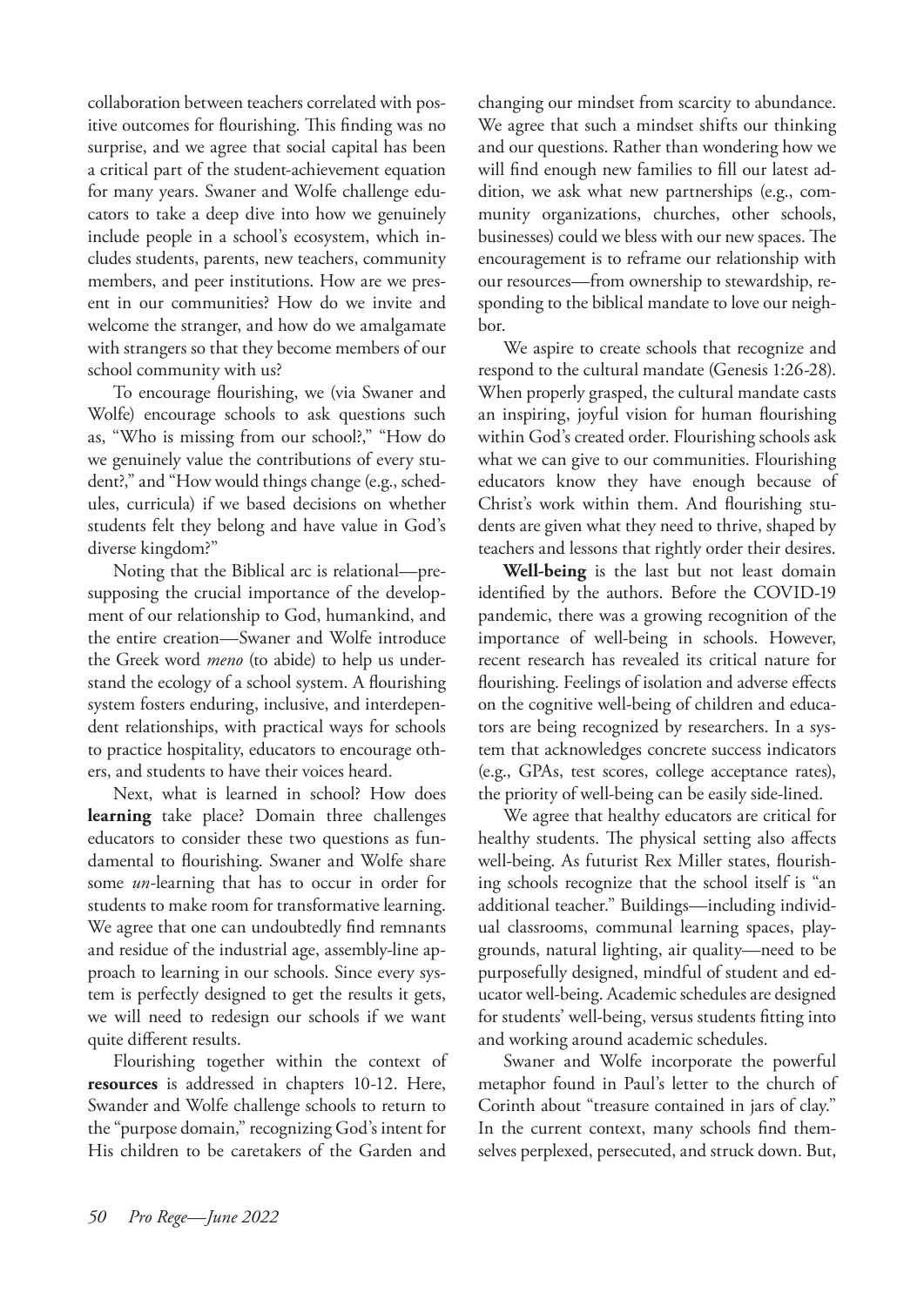collaboration between teachers correlated with positive outcomes for flourishing. This finding was no surprise, and we agree that social capital has been a critical part of the student-achievement equation for many years. Swaner and Wolfe challenge educators to take a deep dive into how we genuinely include people in a school's ecosystem, which includes students, parents, new teachers, community members, and peer institutions. How are we present in our communities? How do we invite and welcome the stranger, and how do we amalgamate with strangers so that they become members of our school community with us?

To encourage flourishing, we (via Swaner and Wolfe) encourage schools to ask questions such as, "Who is missing from our school?," "How do we genuinely value the contributions of every student?," and "How would things change (e.g., schedules, curricula) if we based decisions on whether students felt they belong and have value in God's diverse kingdom?"

Noting that the Biblical arc is relational—presupposing the crucial importance of the development of our relationship to God, humankind, and the entire creation—Swaner and Wolfe introduce the Greek word *meno* (to abide) to help us understand the ecology of a school system. A flourishing system fosters enduring, inclusive, and interdependent relationships, with practical ways for schools to practice hospitality, educators to encourage others, and students to have their voices heard.

Next, what is learned in school? How does **learning** take place? Domain three challenges educators to consider these two questions as fundamental to flourishing. Swaner and Wolfe share some *un*-learning that has to occur in order for students to make room for transformative learning. We agree that one can undoubtedly find remnants and residue of the industrial age, assembly-line approach to learning in our schools. Since every system is perfectly designed to get the results it gets, we will need to redesign our schools if we want quite different results.

Flourishing together within the context of **resources** is addressed in chapters 10-12. Here, Swander and Wolfe challenge schools to return to the "purpose domain," recognizing God's intent for His children to be caretakers of the Garden and changing our mindset from scarcity to abundance. We agree that such a mindset shifts our thinking and our questions. Rather than wondering how we will find enough new families to fill our latest addition, we ask what new partnerships (e.g., community organizations, churches, other schools, businesses) could we bless with our new spaces. The encouragement is to reframe our relationship with our resources—from ownership to stewardship, responding to the biblical mandate to love our neighbor.

We aspire to create schools that recognize and respond to the cultural mandate (Genesis 1:26-28). When properly grasped, the cultural mandate casts an inspiring, joyful vision for human flourishing within God's created order. Flourishing schools ask what we can give to our communities. Flourishing educators know they have enough because of Christ's work within them. And flourishing students are given what they need to thrive, shaped by teachers and lessons that rightly order their desires.

**Well-being** is the last but not least domain identified by the authors. Before the COVID-19 pandemic, there was a growing recognition of the importance of well-being in schools. However, recent research has revealed its critical nature for flourishing. Feelings of isolation and adverse effects on the cognitive well-being of children and educators are being recognized by researchers. In a system that acknowledges concrete success indicators (e.g., GPAs, test scores, college acceptance rates), the priority of well-being can be easily side-lined.

We agree that healthy educators are critical for healthy students. The physical setting also affects well-being. As futurist Rex Miller states, flourishing schools recognize that the school itself is "an additional teacher." Buildings—including individual classrooms, communal learning spaces, playgrounds, natural lighting, air quality—need to be purposefully designed, mindful of student and educator well-being. Academic schedules are designed for students' well-being, versus students fitting into and working around academic schedules.

Swaner and Wolfe incorporate the powerful metaphor found in Paul's letter to the church of Corinth about "treasure contained in jars of clay." In the current context, many schools find themselves perplexed, persecuted, and struck down. But,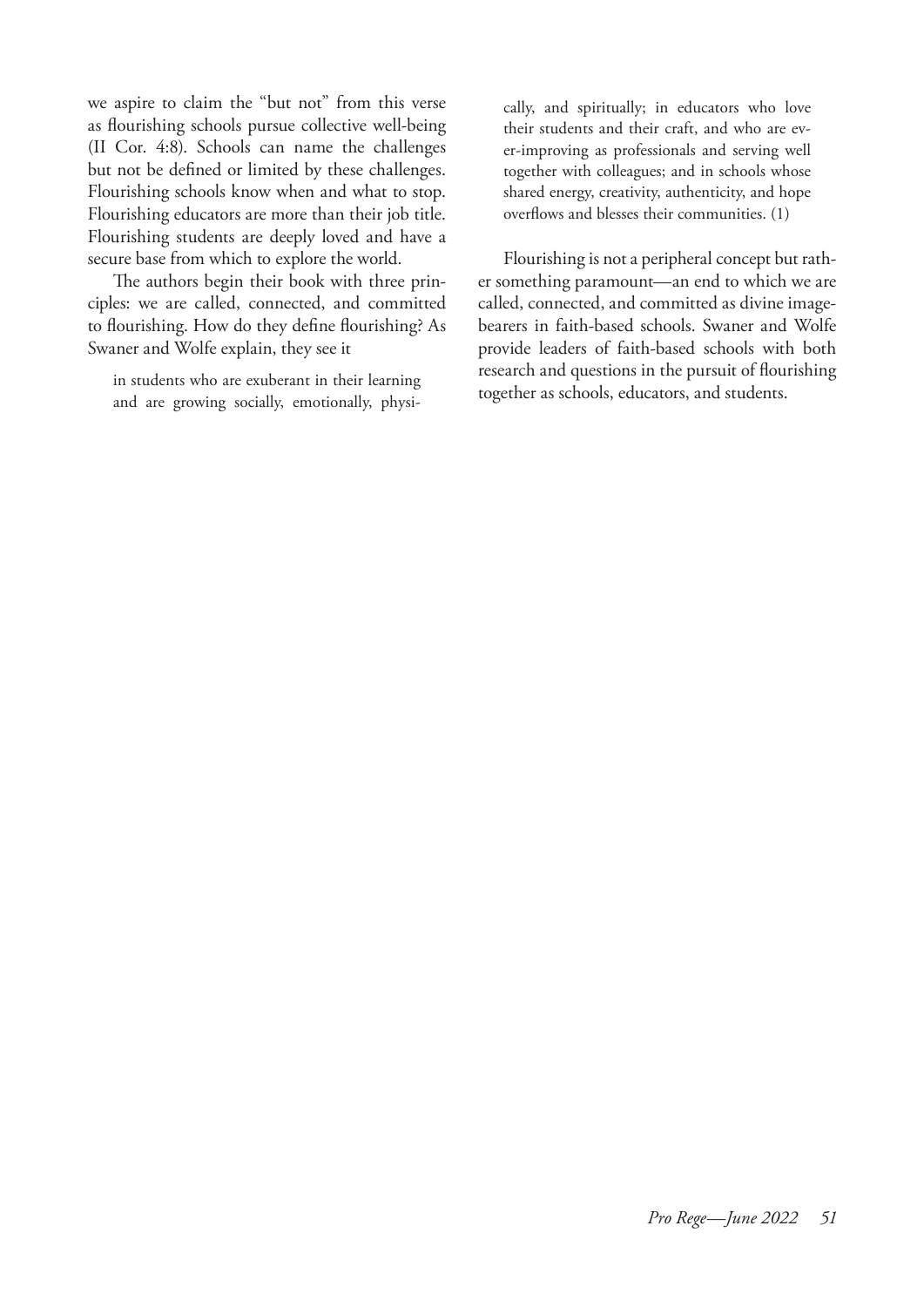we aspire to claim the "but not" from this verse as flourishing schools pursue collective well-being (II Cor. 4:8). Schools can name the challenges but not be defined or limited by these challenges. Flourishing schools know when and what to stop. Flourishing educators are more than their job title. Flourishing students are deeply loved and have a secure base from which to explore the world.

The authors begin their book with three principles: we are called, connected, and committed to flourishing. How do they define flourishing? As Swaner and Wolfe explain, they see it

> in students who are exuberant in their learning and are growing socially, emotionally, physically, and spiritually; in educators who love their students and their craft, and who are ever-improving as professionals and serving well together with colleagues; and in schools whose shared energy, creativity, authenticity, and hope overflows and blesses their communities. (1)

Flourishing is not a peripheral concept but rather something paramount—an end to which we are called, connected, and committed as divine image-bearers in faith-based schools. Swaner and Wolfe provide leaders of faith-based schools with both research and questions in the pursuit of flourishing together as schools, educators, and students.